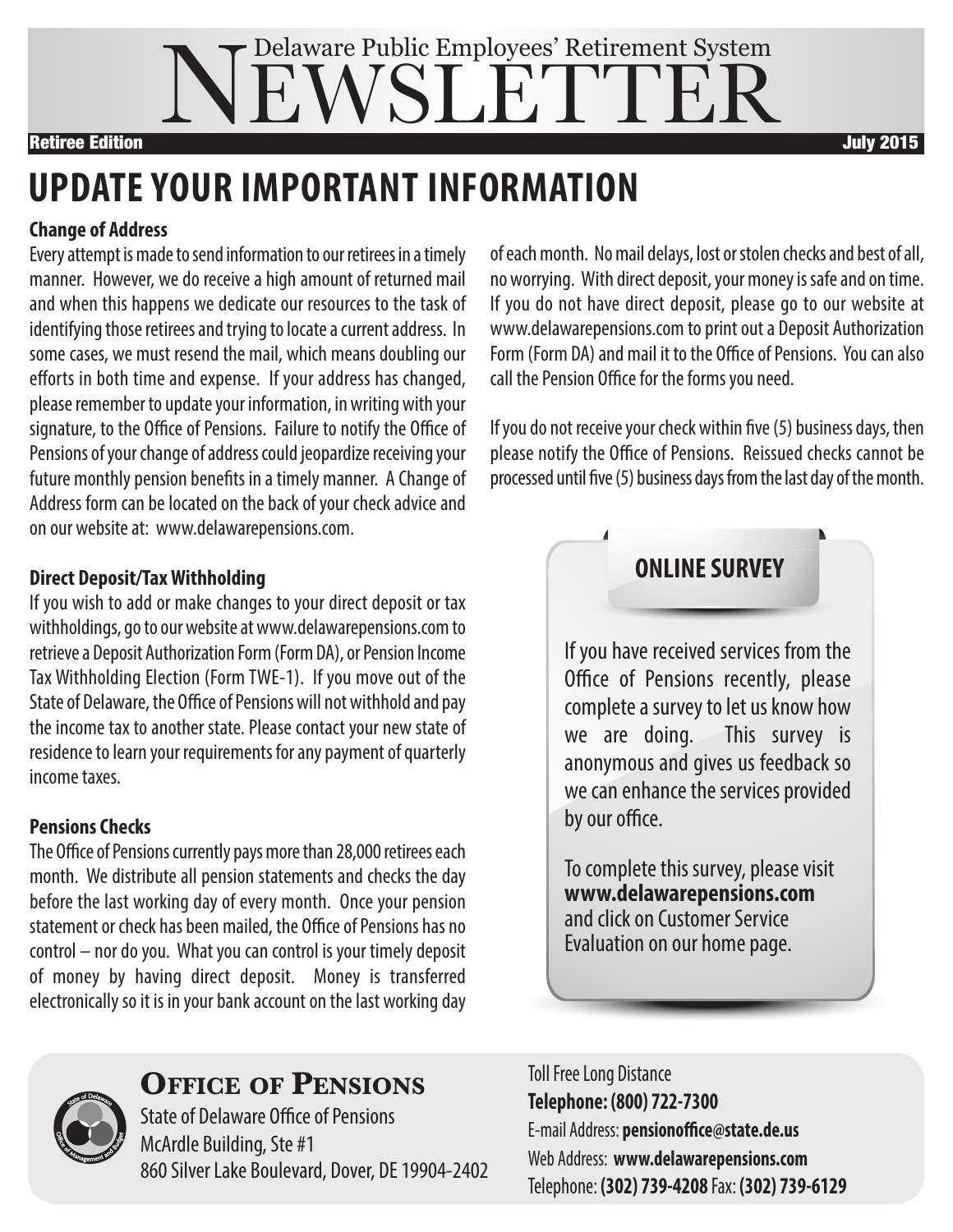# Delaware Public Employees' Retirement System NEWSLETTER

**Retiree Edition** — **July 2015**

# UPDATE YOUR IMPORTANT INFORMATION

### Change of Address

Every attempt is made to send information to our retirees in a timely manner. However, we do receive a high amount of returned mail and when this happens we dedicate our resources to the task of identifying those retirees and trying to locate a current address. In some cases, we must resend the mail, which means doubling our efforts in both time and expense. If your address has changed, please remember to update your information, in writing with your signature, to the Office of Pensions. Failure to notify the Office of Pensions of your change of address could jeopardize receiving your future monthly pension benefits in a timely manner. A Change of Address form can be located on the back of your check advice and on our website at: www.delawarepensions.com.

### Direct Deposit/Tax Withholding

If you wish to add or make changes to your direct deposit or tax withholdings, go to our website at www.delawarepensions.com to retrieve a Deposit Authorization Form (Form DA), or Pension Income Tax Withholding Election (Form TWE-1). If you move out of the State of Delaware, the Office of Pensions will not withhold and pay the income tax to another state. Please contact your new state of residence to learn your requirements for any payment of quarterly income taxes.

### Pensions Checks

The Office of Pensions currently pays more than 28,000 retirees each month. We distribute all pension statements and checks the day before the last working day of every month. Once your pension statement or check has been mailed, the Office of Pensions has no control – nor do you. What you can control is your timely deposit of money by having direct deposit. Money is transferred electronically so it is in your bank account on the last working day of each month. No mail delays, lost or stolen checks and best of all, no worrying. With direct deposit, your money is safe and on time. If you do not have direct deposit, please go to our website at www.delawarepensions.com to print out a Deposit Authorization Form (Form DA) and mail it to the Office of Pensions. You can also call the Pension Office for the forms you need.

If you do not receive your check within five (5) business days, then please notify the Office of Pensions. Reissued checks cannot be processed until five (5) business days from the last day of the month.

## ONLINE SURVEY

If you have received services from the Office of Pensions recently, please complete a survey to let us know how we are doing. This survey is anonymous and gives us feedback so we can enhance the services provided by our office.

To complete this survey, please visit **www.delawarepensions.com** and click on Customer Service Evaluation on our home page.

## Office of Pensions

State of Delaware Office of Pensions
McArdle Building, Ste #1
860 Silver Lake Boulevard, Dover, DE 19904-2402

Toll Free Long Distance
**Telephone: (800) 722-7300**
E-mail Address: **pensionoffice@state.de.us**
Web Address: **www.delawarepensions.com**
Telephone: **(302) 739-4208** Fax: **(302) 739-6129**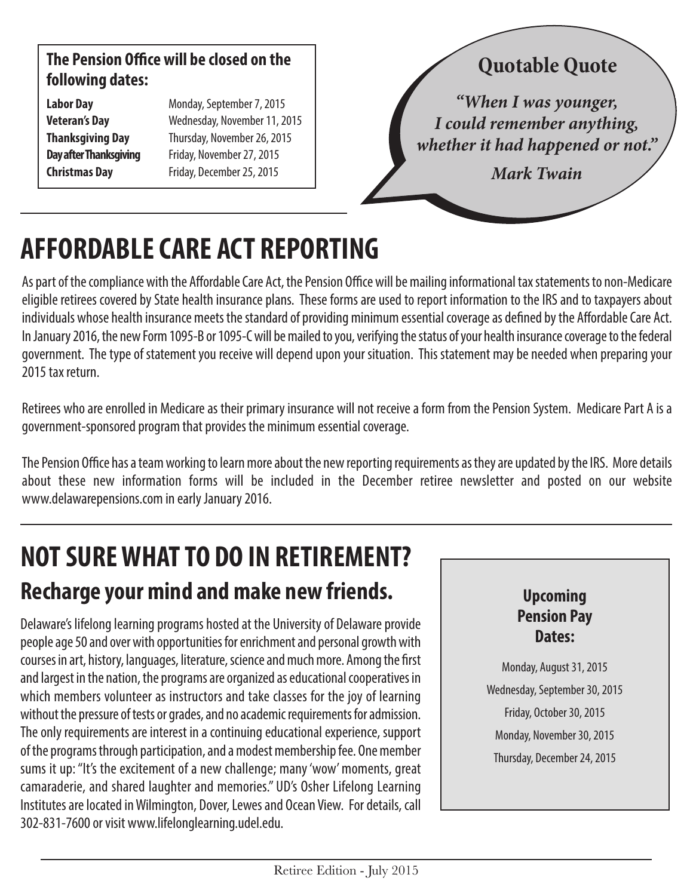**The Pension Office will be closed on the following dates:**

| | |
|---|---|
| **Labor Day** | Monday, September 7, 2015 |
| **Veteran's Day** | Wednesday, November 11, 2015 |
| **Thanksgiving Day** | Thursday, November 26, 2015 |
| **Day after Thanksgiving** | Friday, November 27, 2015 |
| **Christmas Day** | Friday, December 25, 2015 |

## Quotable Quote

*"When I was younger, I could remember anything, whether it had happened or not."*

*Mark Twain*

# AFFORDABLE CARE ACT REPORTING

As part of the compliance with the Affordable Care Act, the Pension Office will be mailing informational tax statements to non-Medicare eligible retirees covered by State health insurance plans. These forms are used to report information to the IRS and to taxpayers about individuals whose health insurance meets the standard of providing minimum essential coverage as defined by the Affordable Care Act. In January 2016, the new Form 1095-B or 1095-C will be mailed to you, verifying the status of your health insurance coverage to the federal government. The type of statement you receive will depend upon your situation. This statement may be needed when preparing your 2015 tax return.

Retirees who are enrolled in Medicare as their primary insurance will not receive a form from the Pension System. Medicare Part A is a government-sponsored program that provides the minimum essential coverage.

The Pension Office has a team working to learn more about the new reporting requirements as they are updated by the IRS. More details about these new information forms will be included in the December retiree newsletter and posted on our website www.delawarepensions.com in early January 2016.

# NOT SURE WHAT TO DO IN RETIREMENT?

## Recharge your mind and make new friends.

Delaware's lifelong learning programs hosted at the University of Delaware provide people age 50 and over with opportunities for enrichment and personal growth with courses in art, history, languages, literature, science and much more. Among the first and largest in the nation, the programs are organized as educational cooperatives in which members volunteer as instructors and take classes for the joy of learning without the pressure of tests or grades, and no academic requirements for admission. The only requirements are interest in a continuing educational experience, support of the programs through participation, and a modest membership fee. One member sums it up: "It's the excitement of a new challenge; many 'wow' moments, great camaraderie, and shared laughter and memories." UD's Osher Lifelong Learning Institutes are located in Wilmington, Dover, Lewes and Ocean View. For details, call 302-831-7600 or visit www.lifelonglearning.udel.edu.

**Upcoming Pension Pay Dates:**

Monday, August 31, 2015

Wednesday, September 30, 2015

Friday, October 30, 2015

Monday, November 30, 2015

Thursday, December 24, 2015